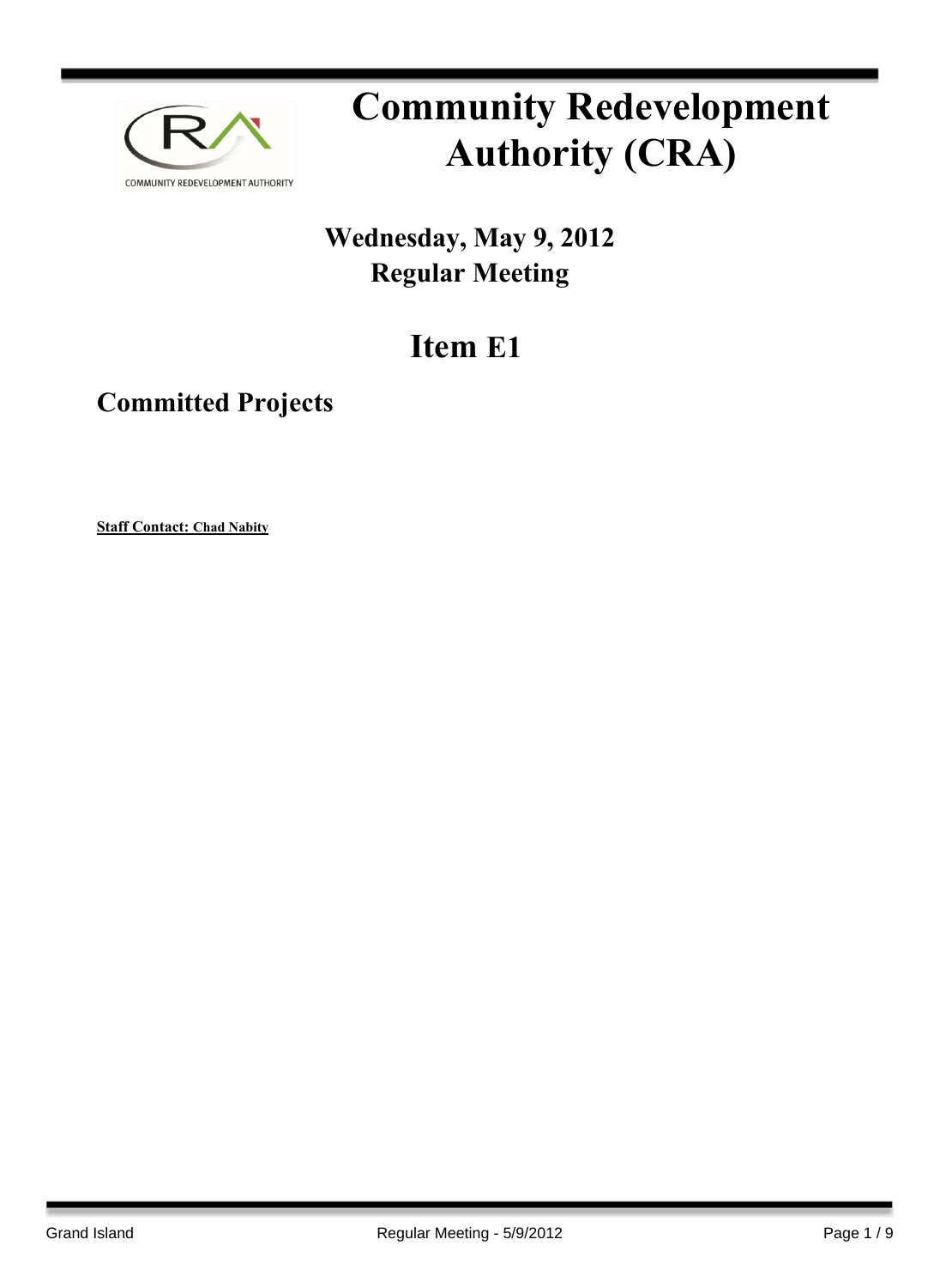# Community Redevelopment Authority (CRA)

## Wednesday, May 9, 2012
## Regular Meeting

# Item E1

## Committed Projects

**Staff Contact: Chad Nabity**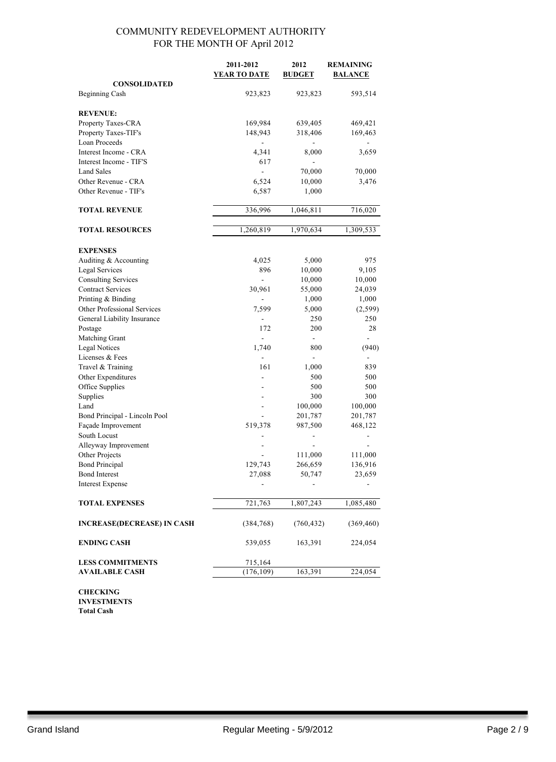# COMMUNITY REDEVELOPMENT AUTHORITY
## FOR THE MONTH OF April 2012

| | 2011-2012 YEAR TO DATE | 2012 BUDGET | REMAINING BALANCE |
|---|---|---|---|
| **CONSOLIDATED** | | | |
| Beginning Cash | 923,823 | 923,823 | 593,514 |
| | | | |
| **REVENUE:** | | | |
| Property Taxes-CRA | 169,984 | 639,405 | 469,421 |
| Property Taxes-TIF's | 148,943 | 318,406 | 169,463 |
| Loan Proceeds | - | - | - |
| Interest Income - CRA | 4,341 | 8,000 | 3,659 |
| Interest Income - TIF'S | 617 | - | |
| Land Sales | - | 70,000 | 70,000 |
| Other Revenue - CRA | 6,524 | 10,000 | 3,476 |
| Other Revenue - TIF's | 6,587 | 1,000 | |
| | | | |
| **TOTAL REVENUE** | 336,996 | 1,046,811 | 716,020 |
| | | | |
| **TOTAL RESOURCES** | 1,260,819 | 1,970,634 | 1,309,533 |
| | | | |
| **EXPENSES** | | | |
| Auditing & Accounting | 4,025 | 5,000 | 975 |
| Legal Services | 896 | 10,000 | 9,105 |
| Consulting Services | - | 10,000 | 10,000 |
| Contract Services | 30,961 | 55,000 | 24,039 |
| Printing & Binding | - | 1,000 | 1,000 |
| Other Professional Services | 7,599 | 5,000 | (2,599) |
| General Liability Insurance | - | 250 | 250 |
| Postage | 172 | 200 | 28 |
| Matching Grant | - | - | - |
| Legal Notices | 1,740 | 800 | (940) |
| Licenses & Fees | - | - | - |
| Travel & Training | 161 | 1,000 | 839 |
| Other Expenditures | - | 500 | 500 |
| Office Supplies | - | 500 | 500 |
| Supplies | - | 300 | 300 |
| Land | - | 100,000 | 100,000 |
| Bond Principal - Lincoln Pool | - | 201,787 | 201,787 |
| Façade Improvement | 519,378 | 987,500 | 468,122 |
| South Locust | - | - | - |
| Alleyway Improvement | - | - | - |
| Other Projects | - | 111,000 | 111,000 |
| Bond Principal | 129,743 | 266,659 | 136,916 |
| Bond Interest | 27,088 | 50,747 | 23,659 |
| Interest Expense | - | - | - |
| | | | |
| **TOTAL EXPENSES** | 721,763 | 1,807,243 | 1,085,480 |
| | | | |
| **INCREASE(DECREASE) IN CASH** | (384,768) | (760,432) | (369,460) |
| | | | |
| **ENDING CASH** | 539,055 | 163,391 | 224,054 |
| | | | |
| **LESS COMMITMENTS** | 715,164 | | |
| **AVAILABLE CASH** | (176,109) | 163,391 | 224,054 |

**CHECKING**
**INVESTMENTS**
**Total Cash**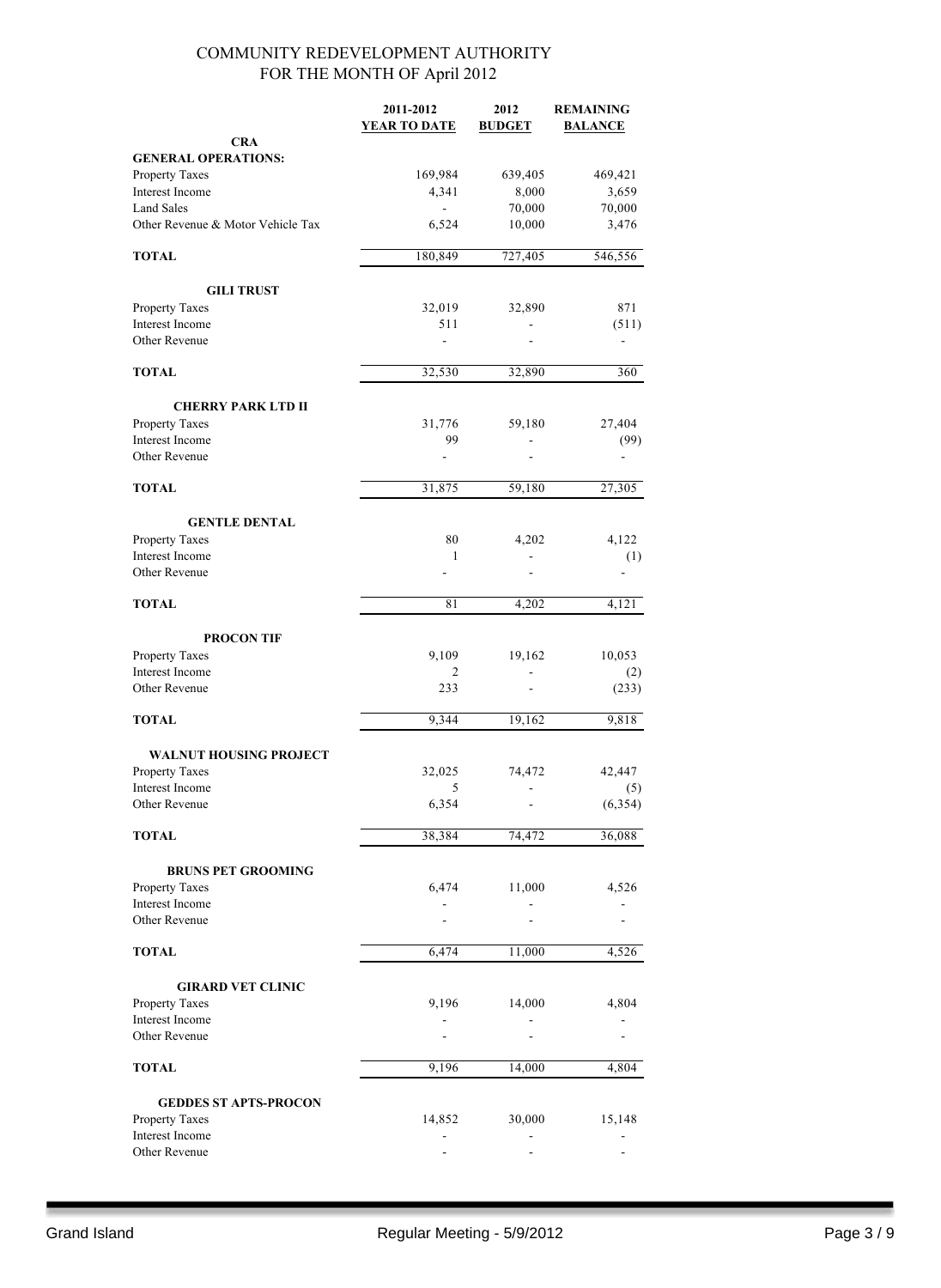COMMUNITY REDEVELOPMENT AUTHORITY
FOR THE MONTH OF April 2012

| | 2011-2012 YEAR TO DATE | 2012 BUDGET | REMAINING BALANCE |
|---|---|---|---|
| **CRA** | | | |
| **GENERAL OPERATIONS:** | | | |
| Property Taxes | 169,984 | 639,405 | 469,421 |
| Interest Income | 4,341 | 8,000 | 3,659 |
| Land Sales | - | 70,000 | 70,000 |
| Other Revenue & Motor Vehicle Tax | 6,524 | 10,000 | 3,476 |
| **TOTAL** | 180,849 | 727,405 | 546,556 |
| **GILI TRUST** | | | |
| Property Taxes | 32,019 | 32,890 | 871 |
| Interest Income | 511 | - | (511) |
| Other Revenue | - | - | - |
| **TOTAL** | 32,530 | 32,890 | 360 |
| **CHERRY PARK LTD II** | | | |
| Property Taxes | 31,776 | 59,180 | 27,404 |
| Interest Income | 99 | - | (99) |
| Other Revenue | - | - | - |
| **TOTAL** | 31,875 | 59,180 | 27,305 |
| **GENTLE DENTAL** | | | |
| Property Taxes | 80 | 4,202 | 4,122 |
| Interest Income | 1 | - | (1) |
| Other Revenue | - | - | - |
| **TOTAL** | 81 | 4,202 | 4,121 |
| **PROCON TIF** | | | |
| Property Taxes | 9,109 | 19,162 | 10,053 |
| Interest Income | 2 | - | (2) |
| Other Revenue | 233 | - | (233) |
| **TOTAL** | 9,344 | 19,162 | 9,818 |
| **WALNUT HOUSING PROJECT** | | | |
| Property Taxes | 32,025 | 74,472 | 42,447 |
| Interest Income | 5 | - | (5) |
| Other Revenue | 6,354 | - | (6,354) |
| **TOTAL** | 38,384 | 74,472 | 36,088 |
| **BRUNS PET GROOMING** | | | |
| Property Taxes | 6,474 | 11,000 | 4,526 |
| Interest Income | - | - | - |
| Other Revenue | - | - | - |
| **TOTAL** | 6,474 | 11,000 | 4,526 |
| **GIRARD VET CLINIC** | | | |
| Property Taxes | 9,196 | 14,000 | 4,804 |
| Interest Income | - | - | - |
| Other Revenue | - | - | - |
| **TOTAL** | 9,196 | 14,000 | 4,804 |
| **GEDDES ST APTS-PROCON** | | | |
| Property Taxes | 14,852 | 30,000 | 15,148 |
| Interest Income | - | - | - |
| Other Revenue | - | - | - |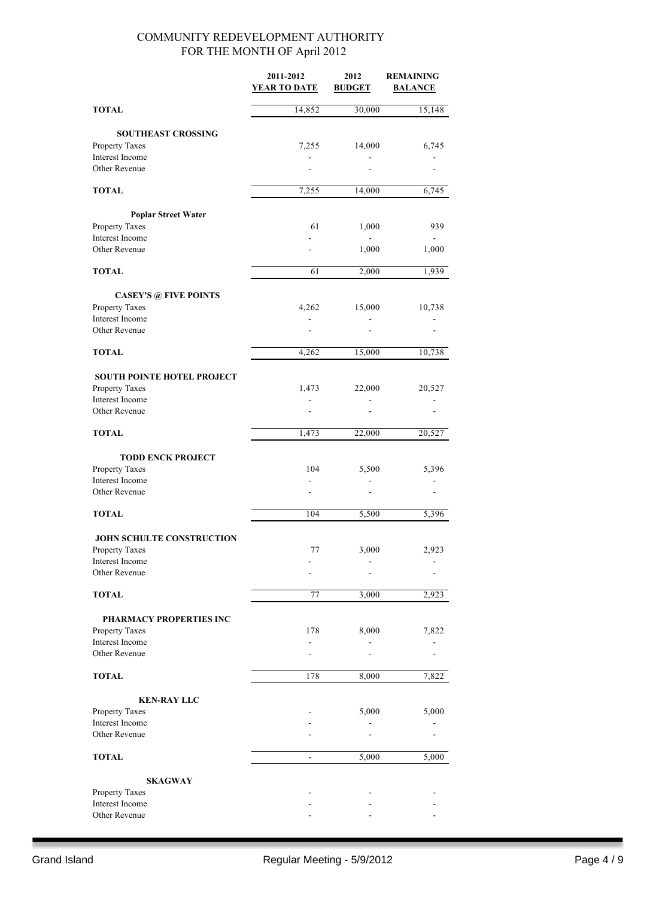COMMUNITY REDEVELOPMENT AUTHORITY
FOR THE MONTH OF April 2012

| | 2011-2012 YEAR TO DATE | 2012 BUDGET | REMAINING BALANCE |
|---|---|---|---|
| **TOTAL** | 14,852 | 30,000 | 15,148 |
| **SOUTHEAST CROSSING** | | | |
| Property Taxes | 7,255 | 14,000 | 6,745 |
| Interest Income | - | - | - |
| Other Revenue | - | - | - |
| **TOTAL** | 7,255 | 14,000 | 6,745 |
| **Poplar Street Water** | | | |
| Property Taxes | 61 | 1,000 | 939 |
| Interest Income | - | - | - |
| Other Revenue | - | 1,000 | 1,000 |
| **TOTAL** | 61 | 2,000 | 1,939 |
| **CASEY'S @ FIVE POINTS** | | | |
| Property Taxes | 4,262 | 15,000 | 10,738 |
| Interest Income | - | - | - |
| Other Revenue | - | - | - |
| **TOTAL** | 4,262 | 15,000 | 10,738 |
| **SOUTH POINTE HOTEL PROJECT** | | | |
| Property Taxes | 1,473 | 22,000 | 20,527 |
| Interest Income | - | - | - |
| Other Revenue | - | - | - |
| **TOTAL** | 1,473 | 22,000 | 20,527 |
| **TODD ENCK PROJECT** | | | |
| Property Taxes | 104 | 5,500 | 5,396 |
| Interest Income | - | - | - |
| Other Revenue | - | - | - |
| **TOTAL** | 104 | 5,500 | 5,396 |
| **JOHN SCHULTE CONSTRUCTION** | | | |
| Property Taxes | 77 | 3,000 | 2,923 |
| Interest Income | - | - | - |
| Other Revenue | - | - | - |
| **TOTAL** | 77 | 3,000 | 2,923 |
| **PHARMACY PROPERTIES INC** | | | |
| Property Taxes | 178 | 8,000 | 7,822 |
| Interest Income | - | - | - |
| Other Revenue | - | - | - |
| **TOTAL** | 178 | 8,000 | 7,822 |
| **KEN-RAY LLC** | | | |
| Property Taxes | - | 5,000 | 5,000 |
| Interest Income | - | - | - |
| Other Revenue | - | - | - |
| **TOTAL** | - | 5,000 | 5,000 |
| **SKAGWAY** | | | |
| Property Taxes | - | - | - |
| Interest Income | - | - | - |
| Other Revenue | - | - | - |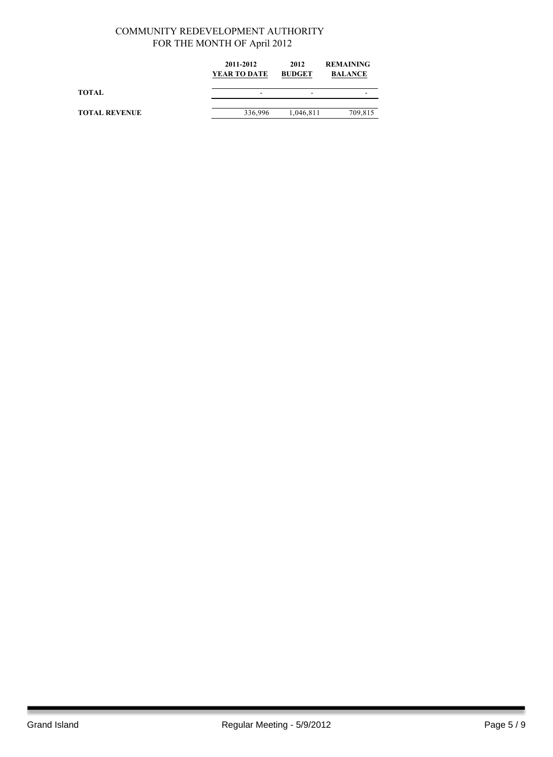COMMUNITY REDEVELOPMENT AUTHORITY
FOR THE MONTH OF April 2012

| | 2011-2012 YEAR TO DATE | 2012 BUDGET | REMAINING BALANCE |
|---|---|---|---|
| **TOTAL** | - | - | - |
| **TOTAL REVENUE** | 336,996 | 1,046,811 | 709,815 |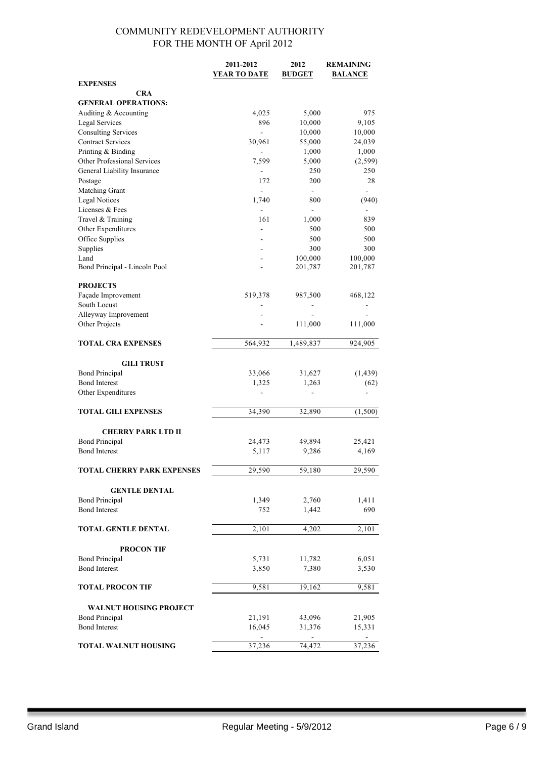# COMMUNITY REDEVELOPMENT AUTHORITY
## FOR THE MONTH OF April 2012

| | 2011-2012 YEAR TO DATE | 2012 BUDGET | REMAINING BALANCE |
|---|---|---|---|
| **EXPENSES** | | | |
| **CRA** | | | |
| **GENERAL OPERATIONS:** | | | |
| Auditing & Accounting | 4,025 | 5,000 | 975 |
| Legal Services | 896 | 10,000 | 9,105 |
| Consulting Services | - | 10,000 | 10,000 |
| Contract Services | 30,961 | 55,000 | 24,039 |
| Printing & Binding | - | 1,000 | 1,000 |
| Other Professional Services | 7,599 | 5,000 | (2,599) |
| General Liability Insurance | - | 250 | 250 |
| Postage | 172 | 200 | 28 |
| Matching Grant | - | - | - |
| Legal Notices | 1,740 | 800 | (940) |
| Licenses & Fees | - | - | - |
| Travel & Training | 161 | 1,000 | 839 |
| Other Expenditures | - | 500 | 500 |
| Office Supplies | - | 500 | 500 |
| Supplies | - | 300 | 300 |
| Land | - | 100,000 | 100,000 |
| Bond Principal - Lincoln Pool | - | 201,787 | 201,787 |
| **PROJECTS** | | | |
| Façade Improvement | 519,378 | 987,500 | 468,122 |
| South Locust | - | - | - |
| Alleyway Improvement | - | - | - |
| Other Projects | - | 111,000 | 111,000 |
| **TOTAL CRA EXPENSES** | 564,932 | 1,489,837 | 924,905 |
| **GILI TRUST** | | | |
| Bond Principal | 33,066 | 31,627 | (1,439) |
| Bond Interest | 1,325 | 1,263 | (62) |
| Other Expenditures | - | - | - |
| **TOTAL GILI EXPENSES** | 34,390 | 32,890 | (1,500) |
| **CHERRY PARK LTD II** | | | |
| Bond Principal | 24,473 | 49,894 | 25,421 |
| Bond Interest | 5,117 | 9,286 | 4,169 |
| **TOTAL CHERRY PARK EXPENSES** | 29,590 | 59,180 | 29,590 |
| **GENTLE DENTAL** | | | |
| Bond Principal | 1,349 | 2,760 | 1,411 |
| Bond Interest | 752 | 1,442 | 690 |
| **TOTAL GENTLE DENTAL** | 2,101 | 4,202 | 2,101 |
| **PROCON TIF** | | | |
| Bond Principal | 5,731 | 11,782 | 6,051 |
| Bond Interest | 3,850 | 7,380 | 3,530 |
| **TOTAL PROCON TIF** | 9,581 | 19,162 | 9,581 |
| **WALNUT HOUSING PROJECT** | | | |
| Bond Principal | 21,191 | 43,096 | 21,905 |
| Bond Interest | 16,045 | 31,376 | 15,331 |
| | - | - | - |
| **TOTAL WALNUT HOUSING** | 37,236 | 74,472 | 37,236 |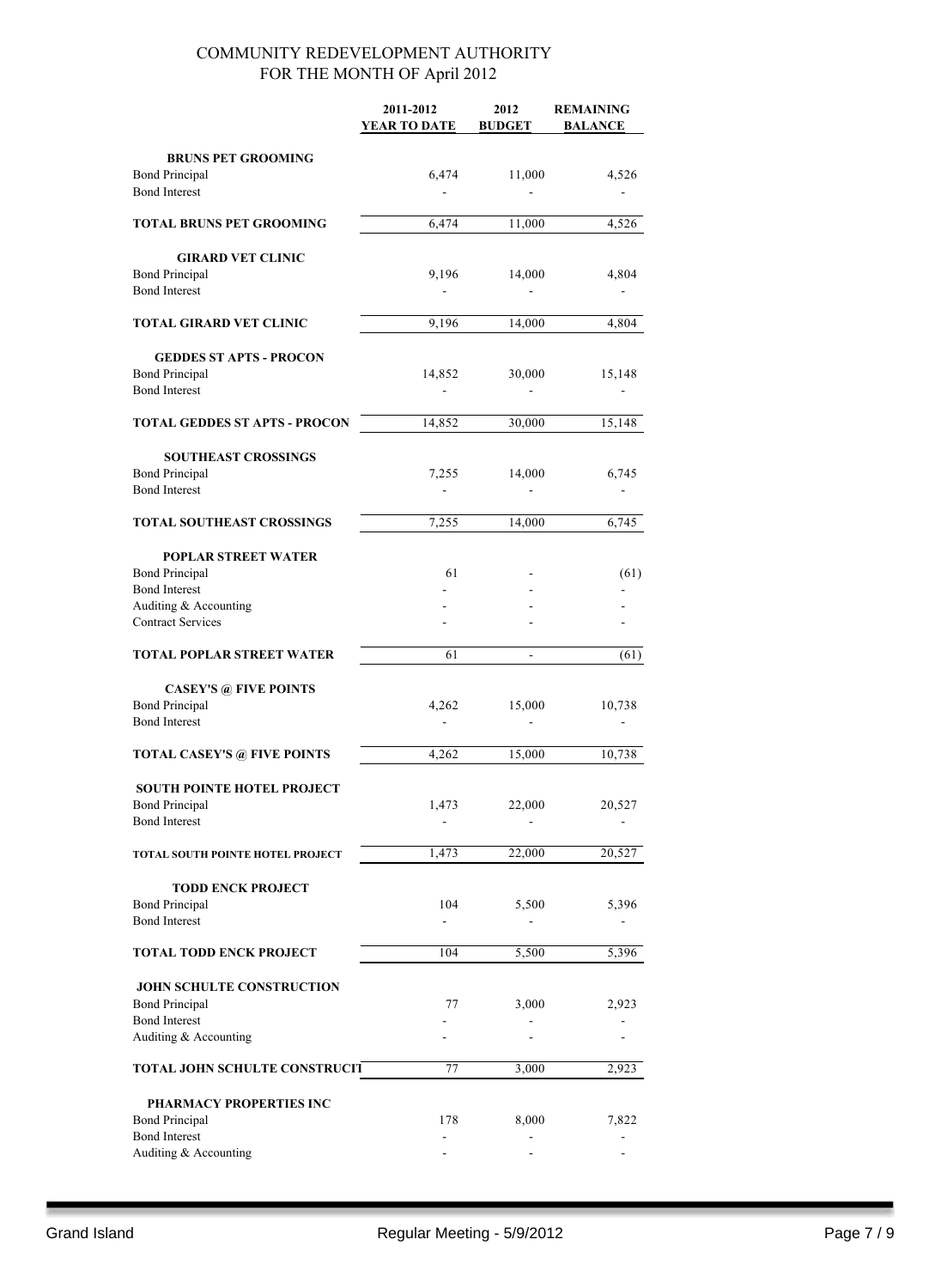# COMMUNITY REDEVELOPMENT AUTHORITY
## FOR THE MONTH OF April 2012

| | 2011-2012 YEAR TO DATE | 2012 BUDGET | REMAINING BALANCE |
|---|---|---|---|
| **BRUNS PET GROOMING** | | | |
| Bond Principal | 6,474 | 11,000 | 4,526 |
| Bond Interest | - | - | - |
| **TOTAL BRUNS PET GROOMING** | 6,474 | 11,000 | 4,526 |
| **GIRARD VET CLINIC** | | | |
| Bond Principal | 9,196 | 14,000 | 4,804 |
| Bond Interest | - | - | - |
| **TOTAL GIRARD VET CLINIC** | 9,196 | 14,000 | 4,804 |
| **GEDDES ST APTS - PROCON** | | | |
| Bond Principal | 14,852 | 30,000 | 15,148 |
| Bond Interest | - | - | - |
| **TOTAL GEDDES ST APTS - PROCON** | 14,852 | 30,000 | 15,148 |
| **SOUTHEAST CROSSINGS** | | | |
| Bond Principal | 7,255 | 14,000 | 6,745 |
| Bond Interest | - | - | - |
| **TOTAL SOUTHEAST CROSSINGS** | 7,255 | 14,000 | 6,745 |
| **POPLAR STREET WATER** | | | |
| Bond Principal | 61 | - | (61) |
| Bond Interest | - | - | - |
| Auditing & Accounting | - | - | - |
| Contract Services | - | - | - |
| **TOTAL POPLAR STREET WATER** | 61 | - | (61) |
| **CASEY'S @ FIVE POINTS** | | | |
| Bond Principal | 4,262 | 15,000 | 10,738 |
| Bond Interest | - | - | - |
| **TOTAL CASEY'S @ FIVE POINTS** | 4,262 | 15,000 | 10,738 |
| **SOUTH POINTE HOTEL PROJECT** | | | |
| Bond Principal | 1,473 | 22,000 | 20,527 |
| Bond Interest | - | - | - |
| **TOTAL SOUTH POINTE HOTEL PROJECT** | 1,473 | 22,000 | 20,527 |
| **TODD ENCK PROJECT** | | | |
| Bond Principal | 104 | 5,500 | 5,396 |
| Bond Interest | - | - | - |
| **TOTAL TODD ENCK PROJECT** | 104 | 5,500 | 5,396 |
| **JOHN SCHULTE CONSTRUCTION** | | | |
| Bond Principal | 77 | 3,000 | 2,923 |
| Bond Interest | - | - | - |
| Auditing & Accounting | - | - | - |
| **TOTAL JOHN SCHULTE CONSTRUCTI** | 77 | 3,000 | 2,923 |
| **PHARMACY PROPERTIES INC** | | | |
| Bond Principal | 178 | 8,000 | 7,822 |
| Bond Interest | - | - | - |
| Auditing & Accounting | - | - | - |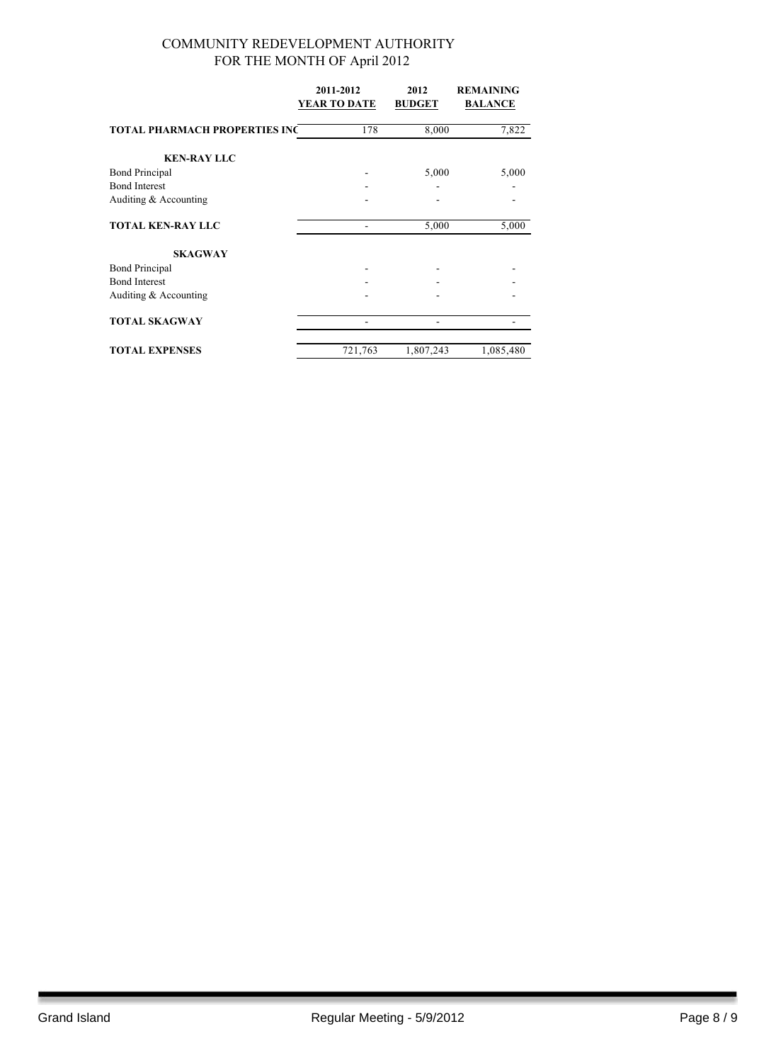COMMUNITY REDEVELOPMENT AUTHORITY
FOR THE MONTH OF April 2012

| | 2011-2012 YEAR TO DATE | 2012 BUDGET | REMAINING BALANCE |
|---|---|---|---|
| **TOTAL PHARMACH PROPERTIES INC** | 178 | 8,000 | 7,822 |
| **KEN-RAY LLC** | | | |
| Bond Principal | - | 5,000 | 5,000 |
| Bond Interest | - | - | - |
| Auditing & Accounting | - | - | - |
| **TOTAL KEN-RAY LLC** | - | 5,000 | 5,000 |
| **SKAGWAY** | | | |
| Bond Principal | - | - | - |
| Bond Interest | - | - | - |
| Auditing & Accounting | - | - | - |
| **TOTAL SKAGWAY** | - | - | - |
| **TOTAL EXPENSES** | 721,763 | 1,807,243 | 1,085,480 |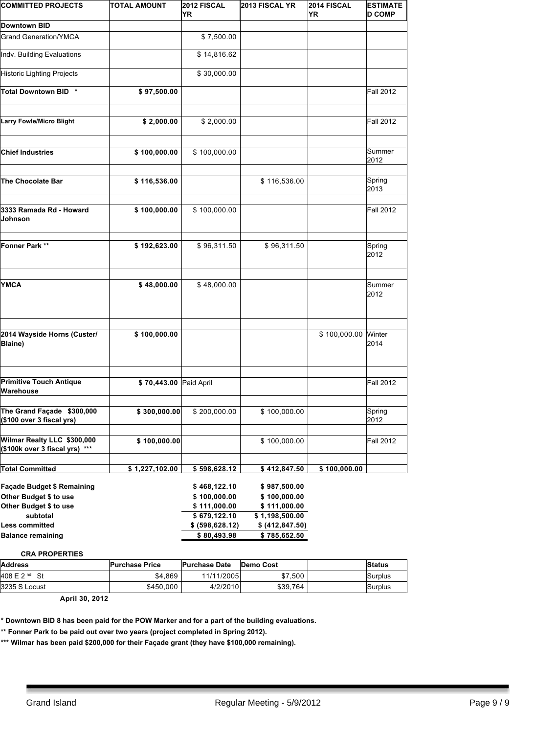| COMMITTED PROJECTS | TOTAL AMOUNT | 2012 FISCAL YR | 2013 FISCAL YR | 2014 FISCAL YR | ESTIMATED COMP |
|---|---|---|---|---|---|
| **Downtown BID** | | | | | |
| Grand Generation/YMCA | | $ 7,500.00 | | | |
| Indv. Building Evaluations | | $ 14,816.62 | | | |
| Historic Lighting Projects | | $ 30,000.00 | | | |
| **Total Downtown BID \*** | **$ 97,500.00** | | | | Fall 2012 |
| | | | | | |
| **Larry Fowle/Micro Blight** | **$ 2,000.00** | $ 2,000.00 | | | Fall 2012 |
| | | | | | |
| **Chief Industries** | **$ 100,000.00** | $ 100,000.00 | | | Summer 2012 |
| | | | | | |
| **The Chocolate Bar** | **$ 116,536.00** | | $ 116,536.00 | | Spring 2013 |
| | | | | | |
| **3333 Ramada Rd - Howard Johnson** | **$ 100,000.00** | $ 100,000.00 | | | Fall 2012 |
| | | | | | |
| **Fonner Park \*\*** | **$ 192,623.00** | $ 96,311.50 | $ 96,311.50 | | Spring 2012 |
| | | | | | |
| **YMCA** | **$ 48,000.00** | $ 48,000.00 | | | Summer 2012 |
| | | | | | |
| **2014 Wayside Horns (Custer/ Blaine)** | **$ 100,000.00** | | | $ 100,000.00 | Winter 2014 |
| | | | | | |
| **Primitive Touch Antique Warehouse** | **$ 70,443.00** | Paid April | | | Fall 2012 |
| | | | | | |
| **The Grand Façade $300,000 ($100 over 3 fiscal yrs)** | **$ 300,000.00** | $ 200,000.00 | $ 100,000.00 | | Spring 2012 |
| | | | | | |
| **Wilmar Realty LLC $300,000 ($100k over 3 fiscal yrs) \*\*\*** | **$ 100,000.00** | | $ 100,000.00 | | Fall 2012 |
| | | | | | |
| **Total Committed** | **$ 1,227,102.00** | **$ 598,628.12** | **$ 412,847.50** | **$ 100,000.00** | |

| | 2012 FISCAL YR | 2013 FISCAL YR |
|---|---|---|
| **Façade Budget $ Remaining** | **$ 468,122.10** | **$ 987,500.00** |
| **Other Budget $ to use** | **$ 100,000.00** | **$ 100,000.00** |
| **Other Budget $ to use** | **$ 111,000.00** | **$ 111,000.00** |
| **subtotal** | **$ 679,122.10** | **$ 1,198,500.00** |
| **Less committed** | **$ (598,628.12)** | **$ (412,847.50)** |
| **Balance remaining** | **$ 80,493.98** | **$ 785,652.50** |

**CRA PROPERTIES**

| Address | Purchase Price | Purchase Date | Demo Cost | | Status |
|---|---|---|---|---|---|
| 408 E 2nd St | $4,869 | 11/11/2005 | $7,500 | | Surplus |
| 3235 S Locust | $450,000 | 4/2/2010 | $39,764 | | Surplus |

**April 30, 2012**

**\* Downtown BID 8 has been paid for the POW Marker and for a part of the building evaluations.**

**\*\* Fonner Park to be paid out over two years (project completed in Spring 2012).**

**\*\*\* Wilmar has been paid $200,000 for their Façade grant (they have $100,000 remaining).**